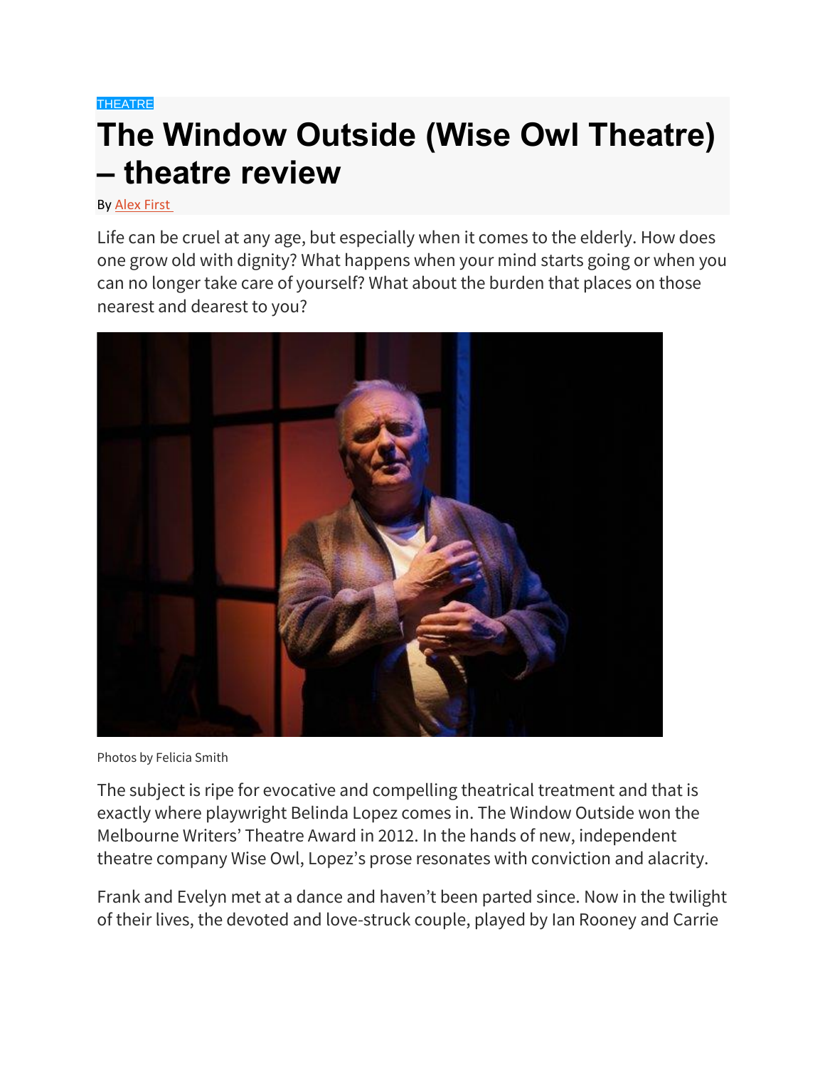THEATRE

# The Window Outside (Wise Owl Theatre) – theatre review

By Alex First

Life can be cruel at any age, but especially when it comes to the elderly. How does one grow old with dignity? What happens when your mind starts going or when you can no longer take care of yourself? What about the burden that places on those nearest and dearest to you?

Photos by Felicia Smith

The subject is ripe for evocative and compelling theatrical treatment and that is exactly where playwright Belinda Lopez comes in. The Window Outside won the Melbourne Writers' Theatre Award in 2012. In the hands of new, independent theatre company Wise Owl, Lopez's prose resonates with conviction and alacrity.

Frank and Evelyn met at a dance and haven't been parted since. Now in the twilight of their lives, the devoted and love-struck couple, played by Ian Rooney and Carrie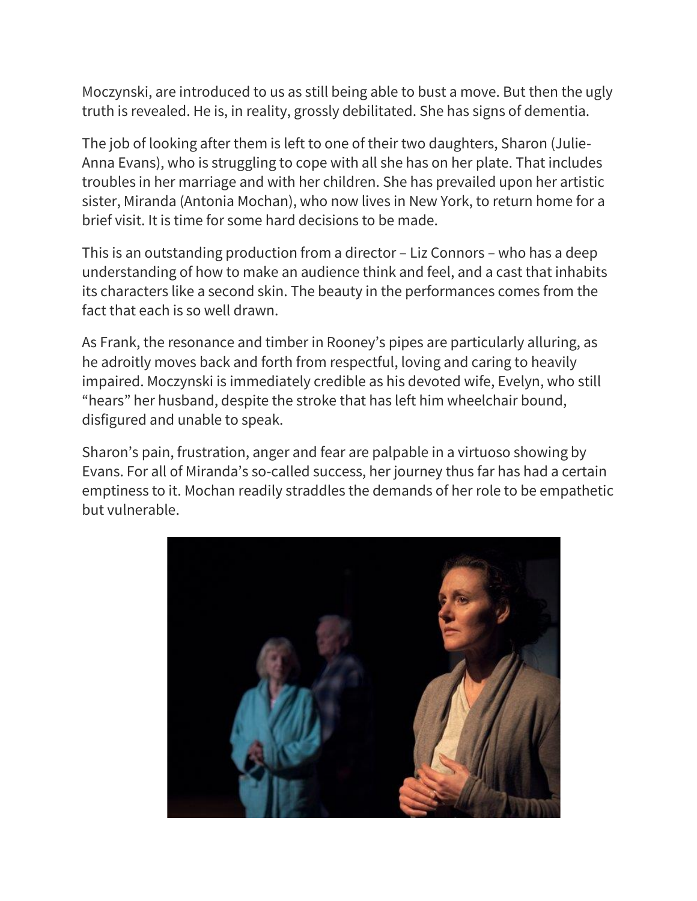Moczynski, are introduced to us as still being able to bust a move. But then the ugly truth is revealed. He is, in reality, grossly debilitated. She has signs of dementia.

The job of looking after them is left to one of their two daughters, Sharon (Julie-Anna Evans), who is struggling to cope with all she has on her plate. That includes troubles in her marriage and with her children. She has prevailed upon her artistic sister, Miranda (Antonia Mochan), who now lives in New York, to return home for a brief visit. It is time for some hard decisions to be made.

This is an outstanding production from a director – Liz Connors – who has a deep understanding of how to make an audience think and feel, and a cast that inhabits its characters like a second skin. The beauty in the performances comes from the fact that each is so well drawn.

As Frank, the resonance and timber in Rooney's pipes are particularly alluring, as he adroitly moves back and forth from respectful, loving and caring to heavily impaired. Moczynski is immediately credible as his devoted wife, Evelyn, who still "hears" her husband, despite the stroke that has left him wheelchair bound, disfigured and unable to speak.

Sharon's pain, frustration, anger and fear are palpable in a virtuoso showing by Evans. For all of Miranda's so-called success, her journey thus far has had a certain emptiness to it. Mochan readily straddles the demands of her role to be empathetic but vulnerable.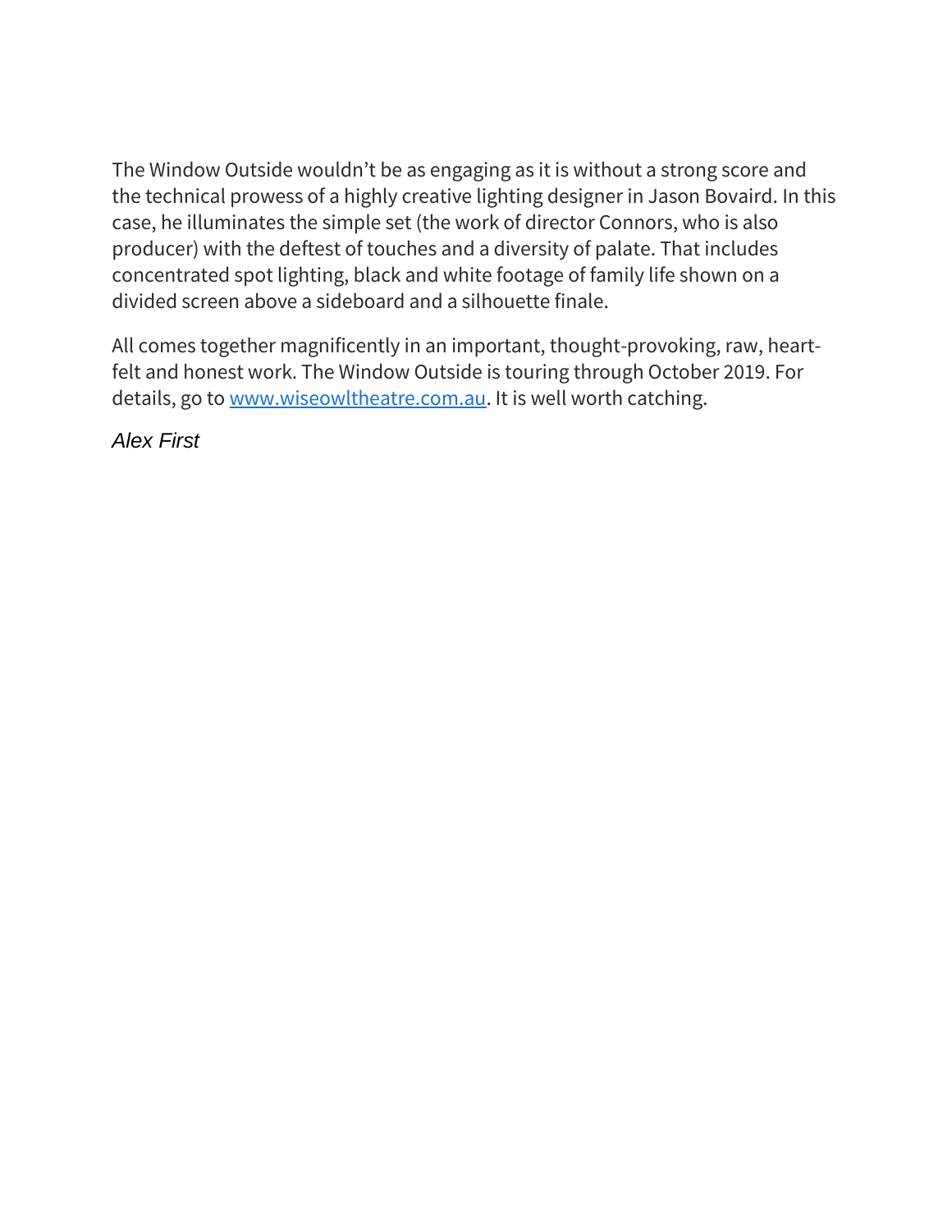The Window Outside wouldn't be as engaging as it is without a strong score and the technical prowess of a highly creative lighting designer in Jason Bovaird. In this case, he illuminates the simple set (the work of director Connors, who is also producer) with the deftest of touches and a diversity of palate. That includes concentrated spot lighting, black and white footage of family life shown on a divided screen above a sideboard and a silhouette finale.

All comes together magnificently in an important, thought-provoking, raw, heart-felt and honest work. The Window Outside is touring through October 2019. For details, go to [www.wiseowltheatre.com.au](http://www.wiseowltheatre.com.au). It is well worth catching.

*Alex First*